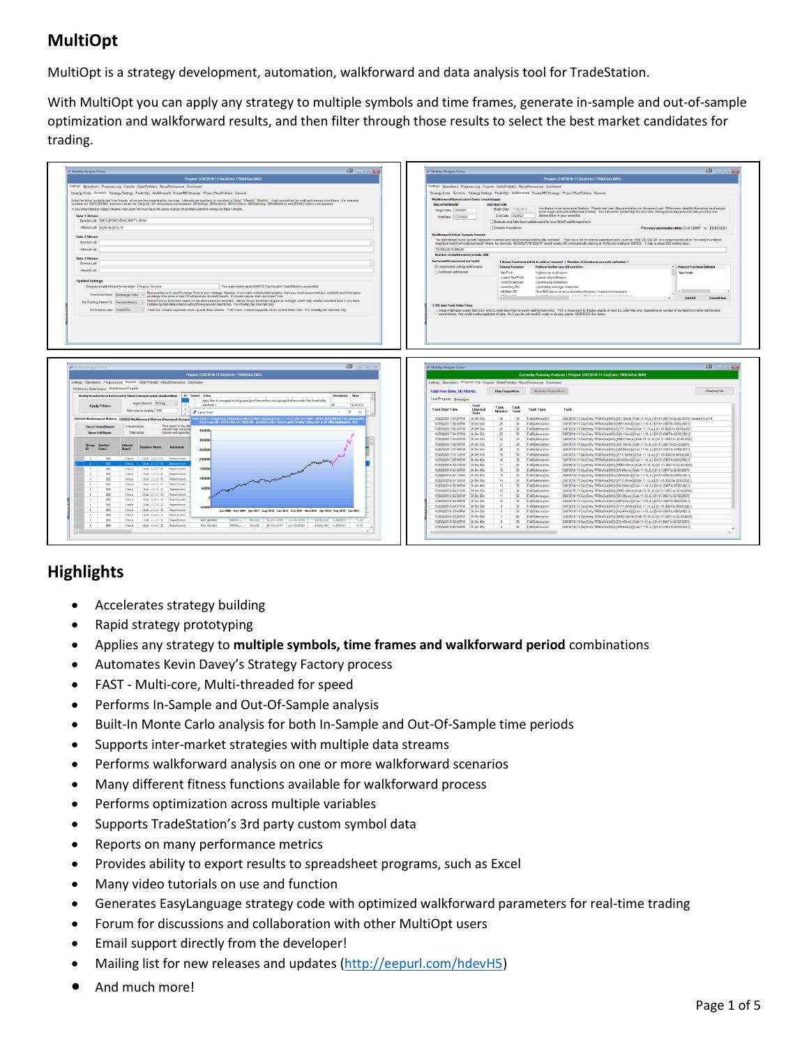# MultiOpt

MultiOpt is a strategy development, automation, walkforward and data analysis tool for TradeStation.

With MultiOpt you can apply any strategy to multiple symbols and time frames, generate in-sample and out-of-sample optimization and walkforward results, and then filter through those results to select the best market candidates for trading.

## Highlights

- Accelerates strategy building
- Rapid strategy prototyping
- Applies any strategy to **multiple symbols, time frames and walkforward period** combinations
- Automates Kevin Davey's Strategy Factory process
- FAST - Multi-core, Multi-threaded for speed
- Performs In-Sample and Out-Of-Sample analysis
- Built-In Monte Carlo analysis for both In-Sample and Out-Of-Sample time periods
- Supports inter-market strategies with multiple data streams
- Performs walkforward analysis on one or more walkforward scenarios
- Many different fitness functions available for walkforward process
- Performs optimization across multiple variables
- Supports TradeStation's 3rd party custom symbol data
- Reports on many performance metrics
- Provides ability to export results to spreadsheet programs, such as Excel
- Many video tutorials on use and function
- Generates EasyLanguage strategy code with optimized walkforward parameters for real-time trading
- Forum for discussions and collaboration with other MultiOpt users
- Email support directly from the developer!
- Mailing list for new releases and updates (http://eepurl.com/hdevH5)
- And much more!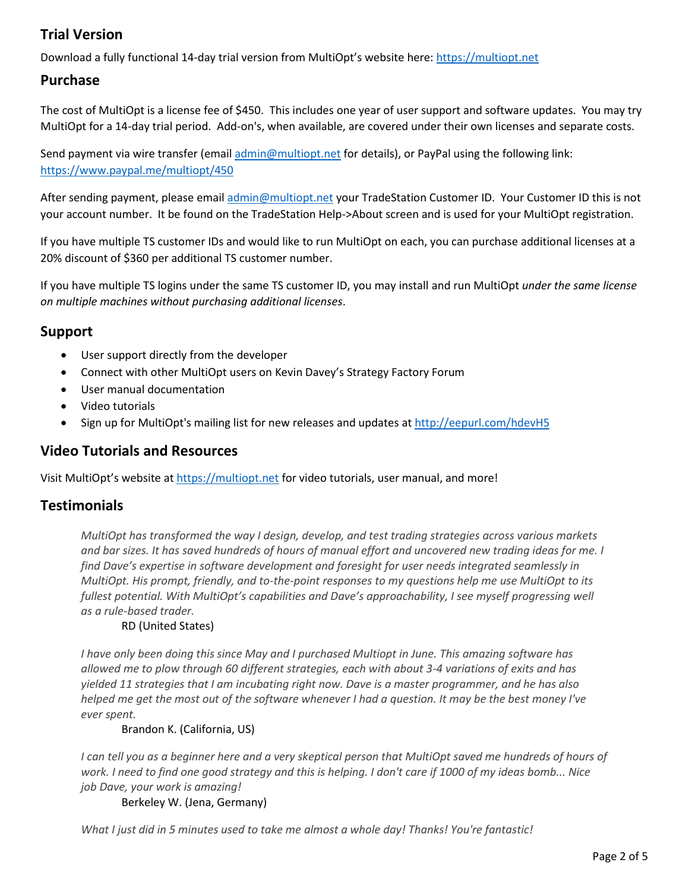## Trial Version

Download a fully functional 14-day trial version from MultiOpt's website here: [https://multiopt.net](https://multiopt.net)

## Purchase

The cost of MultiOpt is a license fee of $450. This includes one year of user support and software updates. You may try MultiOpt for a 14-day trial period. Add-on's, when available, are covered under their own licenses and separate costs.

Send payment via wire transfer (email [admin@multiopt.net](mailto:admin@multiopt.net) for details), or PayPal using the following link: [https://www.paypal.me/multiopt/450](https://www.paypal.me/multiopt/450)

After sending payment, please email [admin@multiopt.net](mailto:admin@multiopt.net) your TradeStation Customer ID. Your Customer ID this is not your account number. It be found on the TradeStation Help->About screen and is used for your MultiOpt registration.

If you have multiple TS customer IDs and would like to run MultiOpt on each, you can purchase additional licenses at a 20% discount of $360 per additional TS customer number.

If you have multiple TS logins under the same TS customer ID, you may install and run MultiOpt *under the same license on multiple machines without purchasing additional licenses*.

## Support

- User support directly from the developer
- Connect with other MultiOpt users on Kevin Davey's Strategy Factory Forum
- User manual documentation
- Video tutorials
- Sign up for MultiOpt's mailing list for new releases and updates at [http://eepurl.com/hdevH5](http://eepurl.com/hdevH5)

## Video Tutorials and Resources

Visit MultiOpt's website at [https://multiopt.net](https://multiopt.net) for video tutorials, user manual, and more!

## Testimonials

> *MultiOpt has transformed the way I design, develop, and test trading strategies across various markets and bar sizes. It has saved hundreds of hours of manual effort and uncovered new trading ideas for me. I find Dave's expertise in software development and foresight for user needs integrated seamlessly in MultiOpt. His prompt, friendly, and to-the-point responses to my questions help me use MultiOpt to its fullest potential. With MultiOpt's capabilities and Dave's approachability, I see myself progressing well as a rule-based trader.*
>
> RD (United States)

> *I have only been doing this since May and I purchased Multiopt in June. This amazing software has allowed me to plow through 60 different strategies, each with about 3-4 variations of exits and has yielded 11 strategies that I am incubating right now. Dave is a master programmer, and he has also helped me get the most out of the software whenever I had a question. It may be the best money I've ever spent.*
>
> Brandon K. (California, US)

> *I can tell you as a beginner here and a very skeptical person that MultiOpt saved me hundreds of hours of work. I need to find one good strategy and this is helping. I don't care if 1000 of my ideas bomb... Nice job Dave, your work is amazing!*
>
> Berkeley W. (Jena, Germany)

> *What I just did in 5 minutes used to take me almost a whole day! Thanks! You're fantastic!*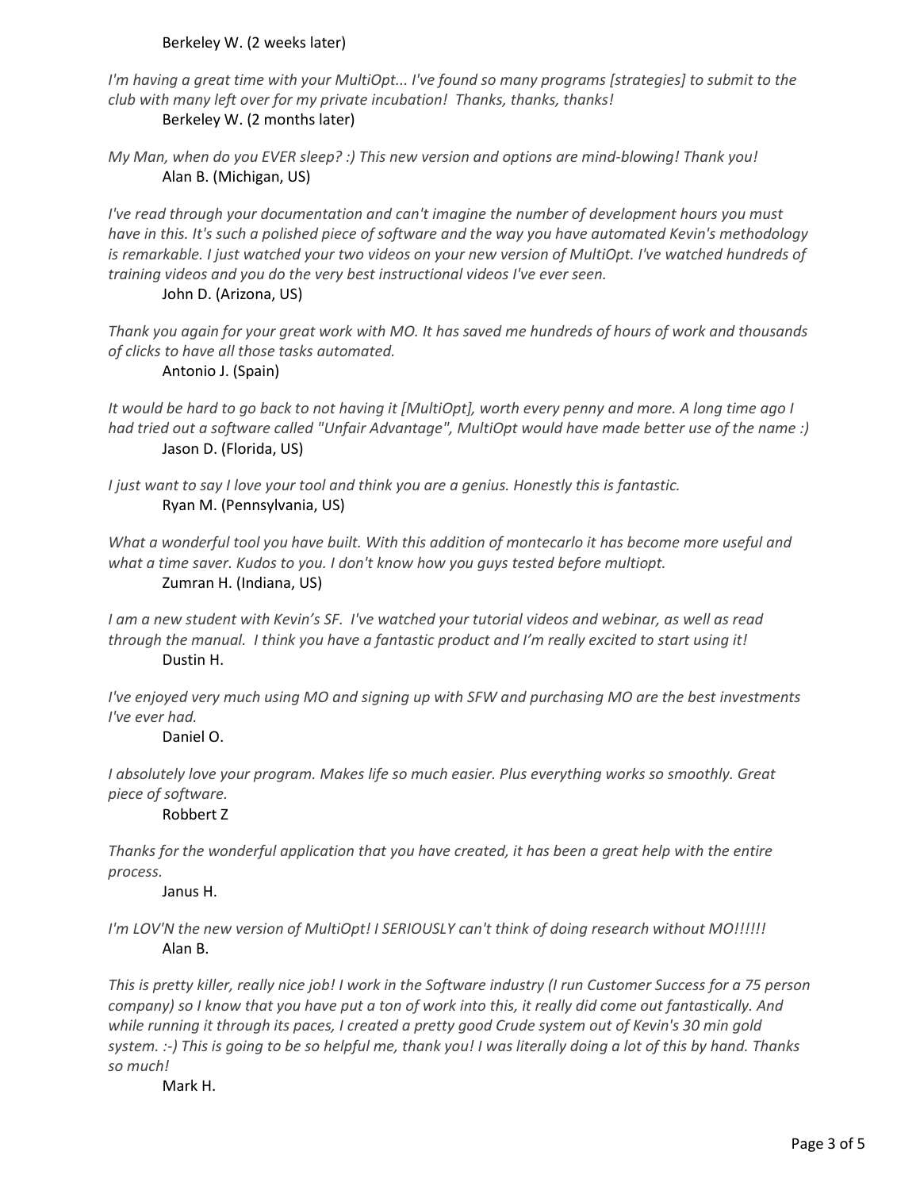Berkeley W. (2 weeks later)

*I'm having a great time with your MultiOpt... I've found so many programs [strategies] to submit to the club with many left over for my private incubation!  Thanks, thanks, thanks!*

Berkeley W. (2 months later)

*My Man, when do you EVER sleep? :) This new version and options are mind-blowing! Thank you!*

Alan B. (Michigan, US)

*I've read through your documentation and can't imagine the number of development hours you must have in this. It's such a polished piece of software and the way you have automated Kevin's methodology is remarkable. I just watched your two videos on your new version of MultiOpt. I've watched hundreds of training videos and you do the very best instructional videos I've ever seen.*

John D. (Arizona, US)

*Thank you again for your great work with MO. It has saved me hundreds of hours of work and thousands of clicks to have all those tasks automated.*

Antonio J. (Spain)

*It would be hard to go back to not having it [MultiOpt], worth every penny and more. A long time ago I had tried out a software called "Unfair Advantage", MultiOpt would have made better use of the name :)*

Jason D. (Florida, US)

*I just want to say I love your tool and think you are a genius. Honestly this is fantastic.*

Ryan M. (Pennsylvania, US)

*What a wonderful tool you have built. With this addition of montecarlo it has become more useful and what a time saver. Kudos to you. I don't know how you guys tested before multiopt.*

Zumran H. (Indiana, US)

*I am a new student with Kevin's SF.  I've watched your tutorial videos and webinar, as well as read through the manual.  I think you have a fantastic product and I'm really excited to start using it!*

Dustin H.

*I've enjoyed very much using MO and signing up with SFW and purchasing MO are the best investments I've ever had.*

Daniel O.

*I absolutely love your program. Makes life so much easier. Plus everything works so smoothly. Great piece of software.*

Robbert Z

*Thanks for the wonderful application that you have created, it has been a great help with the entire process.*

Janus H.

*I'm LOV'N the new version of MultiOpt! I SERIOUSLY can't think of doing research without MO!!!!!!*

Alan B.

*This is pretty killer, really nice job! I work in the Software industry (I run Customer Success for a 75 person company) so I know that you have put a ton of work into this, it really did come out fantastically. And while running it through its paces, I created a pretty good Crude system out of Kevin's 30 min gold system. :-) This is going to be so helpful me, thank you! I was literally doing a lot of this by hand. Thanks so much!*

Mark H.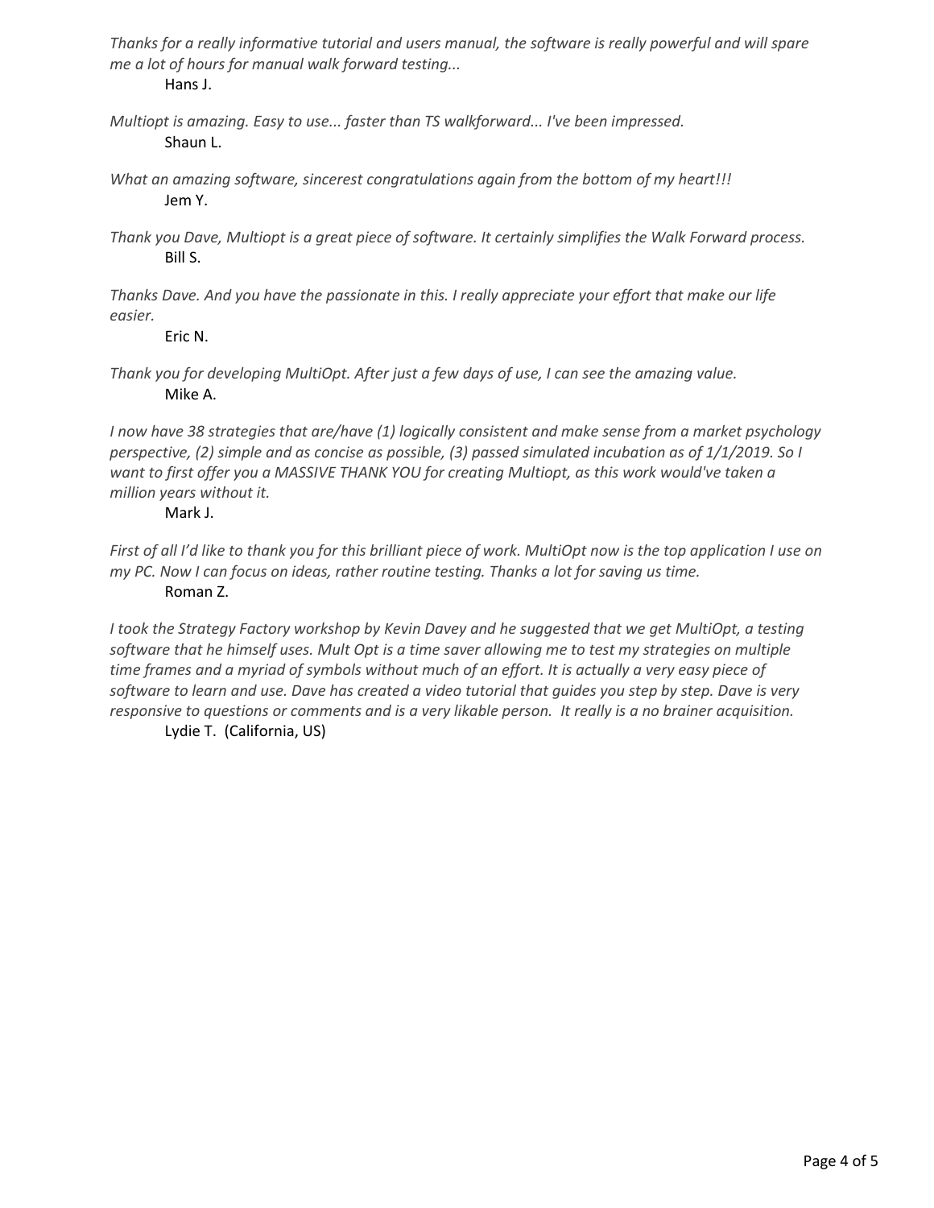*Thanks for a really informative tutorial and users manual, the software is really powerful and will spare me a lot of hours for manual walk forward testing...*

Hans J.

*Multiopt is amazing. Easy to use... faster than TS walkforward... I've been impressed.*

Shaun L.

*What an amazing software, sincerest congratulations again from the bottom of my heart!!!*

Jem Y.

*Thank you Dave, Multiopt is a great piece of software. It certainly simplifies the Walk Forward process.*

Bill S.

*Thanks Dave. And you have the passionate in this. I really appreciate your effort that make our life easier.*

Eric N.

*Thank you for developing MultiOpt. After just a few days of use, I can see the amazing value.*

Mike A.

*I now have 38 strategies that are/have (1) logically consistent and make sense from a market psychology perspective, (2) simple and as concise as possible, (3) passed simulated incubation as of 1/1/2019. So I want to first offer you a MASSIVE THANK YOU for creating Multiopt, as this work would've taken a million years without it.*

Mark J.

*First of all I'd like to thank you for this brilliant piece of work. MultiOpt now is the top application I use on my PC. Now I can focus on ideas, rather routine testing. Thanks a lot for saving us time.*

Roman Z.

*I took the Strategy Factory workshop by Kevin Davey and he suggested that we get MultiOpt, a testing software that he himself uses. Mult Opt is a time saver allowing me to test my strategies on multiple time frames and a myriad of symbols without much of an effort. It is actually a very easy piece of software to learn and use. Dave has created a video tutorial that guides you step by step. Dave is very responsive to questions or comments and is a very likable person. It really is a no brainer acquisition.*

Lydie T. (California, US)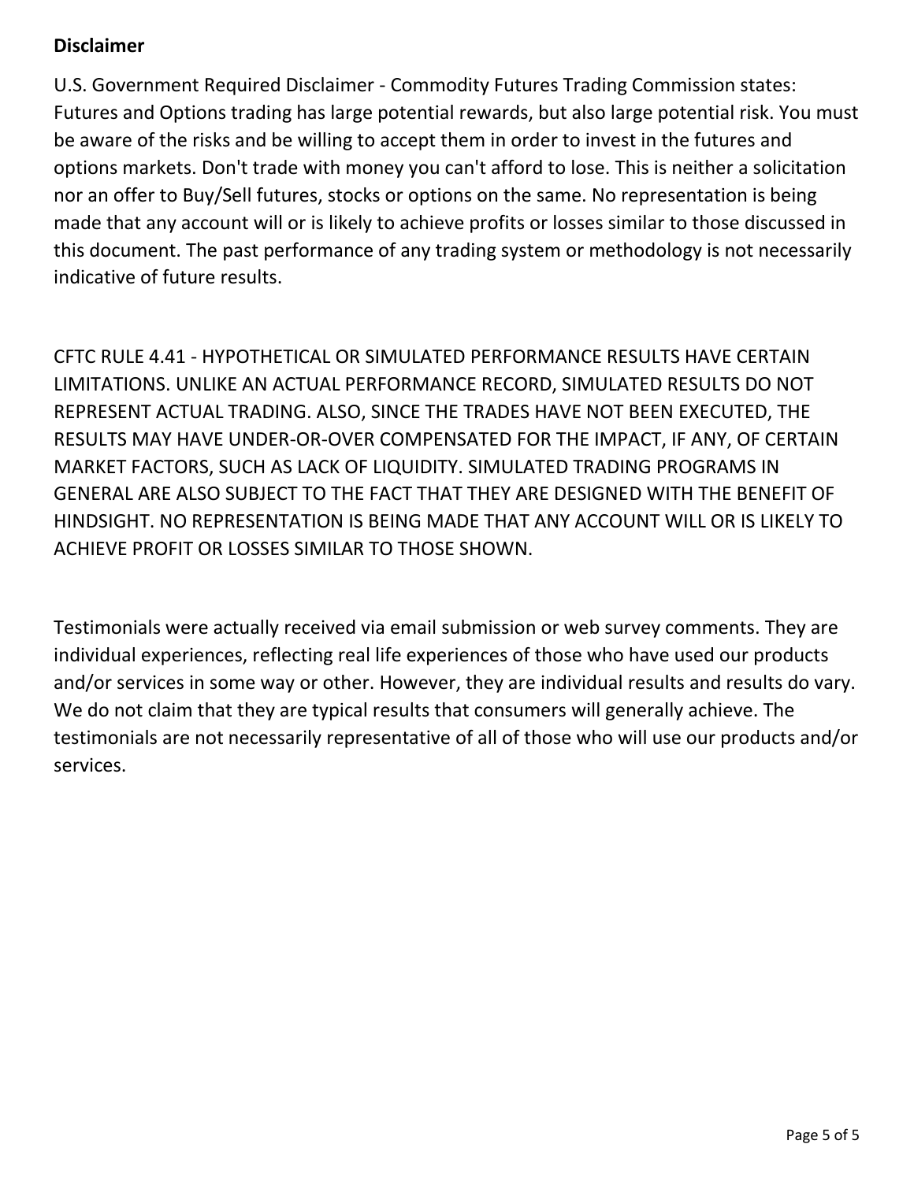**Disclaimer**

U.S. Government Required Disclaimer - Commodity Futures Trading Commission states: Futures and Options trading has large potential rewards, but also large potential risk. You must be aware of the risks and be willing to accept them in order to invest in the futures and options markets. Don't trade with money you can't afford to lose. This is neither a solicitation nor an offer to Buy/Sell futures, stocks or options on the same. No representation is being made that any account will or is likely to achieve profits or losses similar to those discussed in this document. The past performance of any trading system or methodology is not necessarily indicative of future results.

CFTC RULE 4.41 - HYPOTHETICAL OR SIMULATED PERFORMANCE RESULTS HAVE CERTAIN LIMITATIONS. UNLIKE AN ACTUAL PERFORMANCE RECORD, SIMULATED RESULTS DO NOT REPRESENT ACTUAL TRADING. ALSO, SINCE THE TRADES HAVE NOT BEEN EXECUTED, THE RESULTS MAY HAVE UNDER-OR-OVER COMPENSATED FOR THE IMPACT, IF ANY, OF CERTAIN MARKET FACTORS, SUCH AS LACK OF LIQUIDITY. SIMULATED TRADING PROGRAMS IN GENERAL ARE ALSO SUBJECT TO THE FACT THAT THEY ARE DESIGNED WITH THE BENEFIT OF HINDSIGHT. NO REPRESENTATION IS BEING MADE THAT ANY ACCOUNT WILL OR IS LIKELY TO ACHIEVE PROFIT OR LOSSES SIMILAR TO THOSE SHOWN.

Testimonials were actually received via email submission or web survey comments. They are individual experiences, reflecting real life experiences of those who have used our products and/or services in some way or other. However, they are individual results and results do vary. We do not claim that they are typical results that consumers will generally achieve. The testimonials are not necessarily representative of all of those who will use our products and/or services.